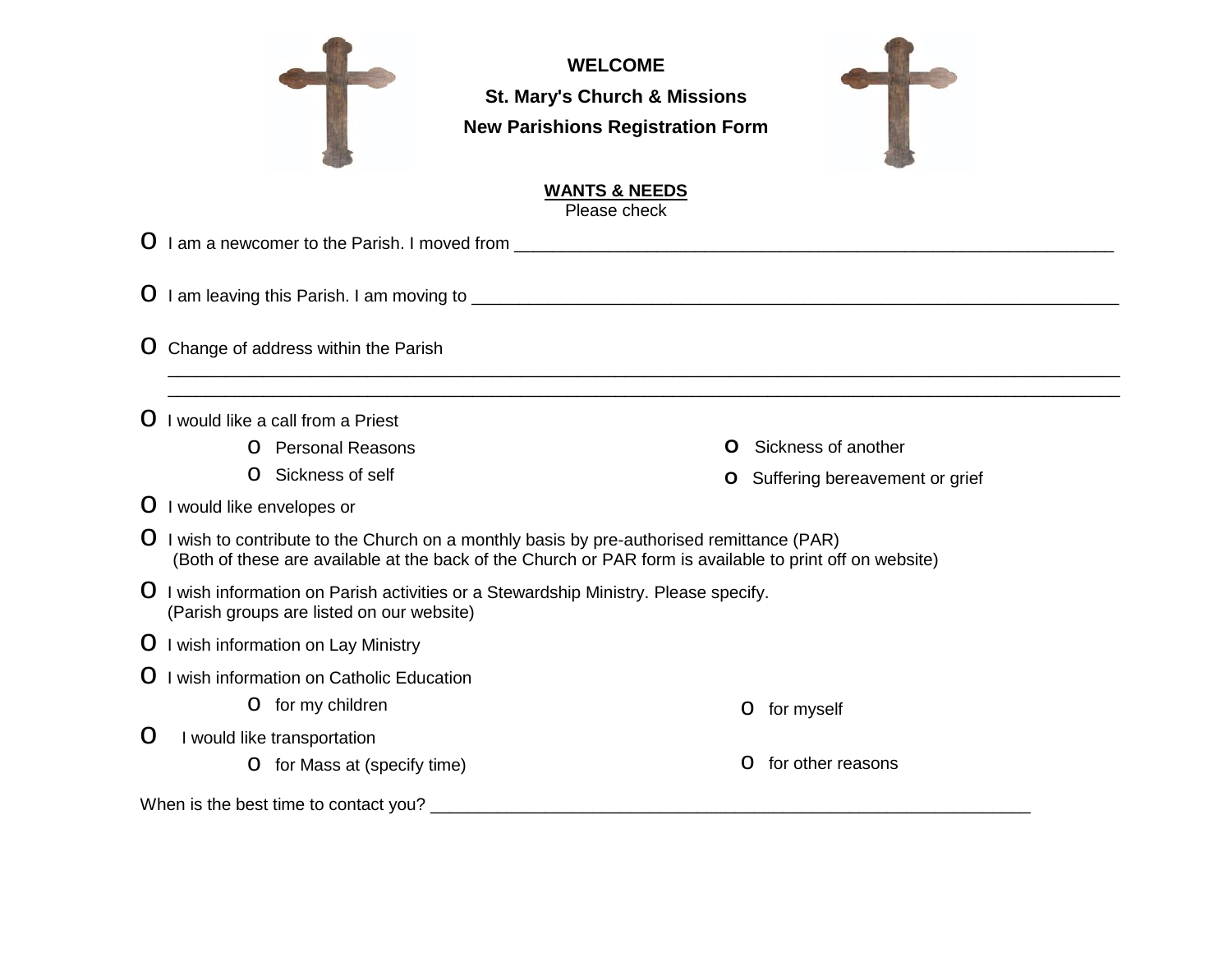**WELCOME**

**St. Mary's Church & Missions**

**New Parishions Registration Form**

**WANTS & NEEDS**

Please check

- o I am a newcomer to the Parish. I moved from ___________________________________________________________
- o I am leaving this Parish. I am moving to ______________________________________________________________
- o Change of address within the Parish
  ______________________________________________________________________________________
  ______________________________________________________________________________________
- o I would like a call from a Priest
  - o Personal Reasons
  - o Sickness of self
  - o Sickness of another
  - o Suffering bereavement or grief
- o I would like envelopes or
- o I wish to contribute to the Church on a monthly basis by pre-authorised remittance (PAR)
  (Both of these are available at the back of the Church or PAR form is available to print off on website)
- o I wish information on Parish activities or a Stewardship Ministry. Please specify.
  (Parish groups are listed on our website)
- o I wish information on Lay Ministry
- o I wish information on Catholic Education
  - o for my children
  - o for myself
- o I would like transportation
  - o for Mass at (specify time)
  - o for other reasons

When is the best time to contact you? ____________________________________________________________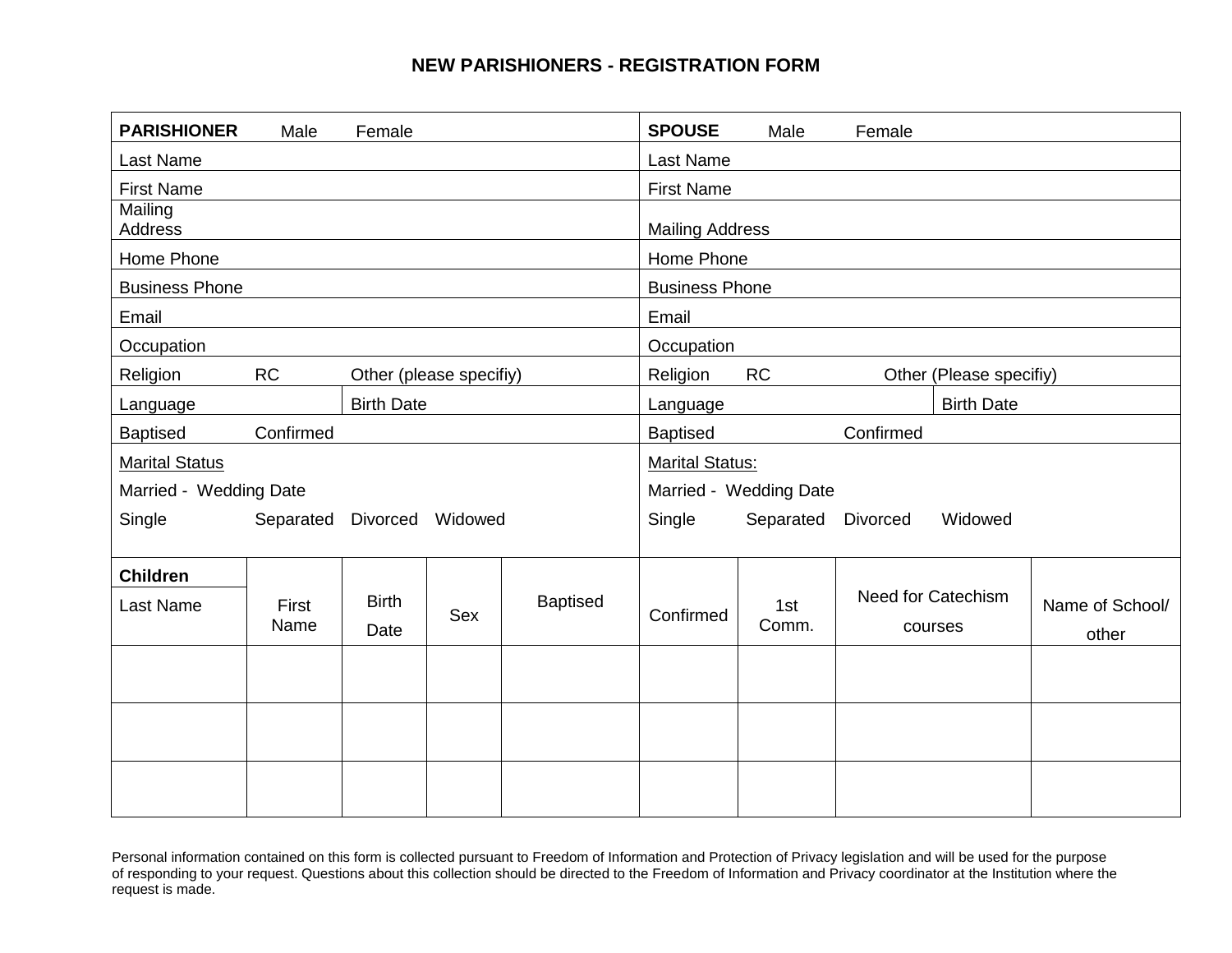## NEW PARISHIONERS - REGISTRATION FORM

| | |
|---|---|
| **PARISHIONER** Male Female | **SPOUSE** Male Female |
| Last Name | Last Name |
| First Name | First Name |
| Mailing Address | Mailing Address |
| Home Phone | Home Phone |
| Business Phone | Business Phone |
| Email | Email |
| Occupation | Occupation |
| Religion RC Other (please specifiy) | Religion RC Other (Please specifiy) |
| Language / Birth Date | Language / Birth Date |
| Baptised Confirmed | Baptised Confirmed |
| Marital Status<br>Married - Wedding Date<br>Single Separated Divorced Widowed | Marital Status:<br>Married - Wedding Date<br>Single Separated Divorced Widowed |

| **Children** | | | | | | | | |
|---|---|---|---|---|---|---|---|---|
| Last Name | First Name | Birth Date | Sex | Baptised | Confirmed | 1st Comm. | Need for Catechism courses | Name of School/ other |
| | | | | | | | | |
| | | | | | | | | |
| | | | | | | | | |

Personal information contained on this form is collected pursuant to Freedom of Information and Protection of Privacy legislation and will be used for the purpose of responding to your request. Questions about this collection should be directed to the Freedom of Information and Privacy coordinator at the Institution where the request is made.